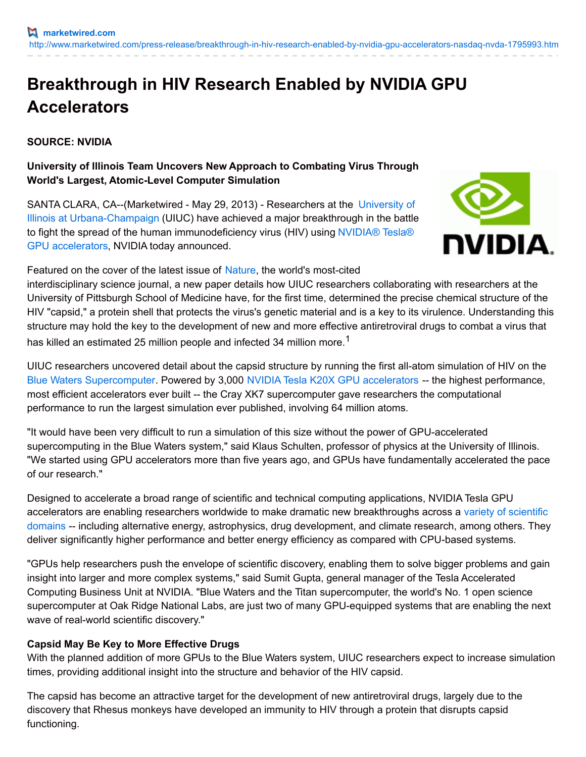marketwired.com
http://www.marketwired.com/press-release/breakthrough-in-hiv-research-enabled-by-nvidia-gpu-accelerators-nasdaq-nvda-1795993.htm

# Breakthrough in HIV Research Enabled by NVIDIA GPU Accelerators

**SOURCE: NVIDIA**

**University of Illinois Team Uncovers New Approach to Combating Virus Through World's Largest, Atomic-Level Computer Simulation**

SANTA CLARA, CA--(Marketwired - May 29, 2013) - Researchers at the University of Illinois at Urbana-Champaign (UIUC) have achieved a major breakthrough in the battle to fight the spread of the human immunodeficiency virus (HIV) using NVIDIA® Tesla® GPU accelerators, NVIDIA today announced.

Featured on the cover of the latest issue of Nature, the world's most-cited interdisciplinary science journal, a new paper details how UIUC researchers collaborating with researchers at the University of Pittsburgh School of Medicine have, for the first time, determined the precise chemical structure of the HIV "capsid," a protein shell that protects the virus's genetic material and is a key to its virulence. Understanding this structure may hold the key to the development of new and more effective antiretroviral drugs to combat a virus that has killed an estimated 25 million people and infected 34 million more.[1]

UIUC researchers uncovered detail about the capsid structure by running the first all-atom simulation of HIV on the Blue Waters Supercomputer. Powered by 3,000 NVIDIA Tesla K20X GPU accelerators -- the highest performance, most efficient accelerators ever built -- the Cray XK7 supercomputer gave researchers the computational performance to run the largest simulation ever published, involving 64 million atoms.

"It would have been very difficult to run a simulation of this size without the power of GPU-accelerated supercomputing in the Blue Waters system," said Klaus Schulten, professor of physics at the University of Illinois. "We started using GPU accelerators more than five years ago, and GPUs have fundamentally accelerated the pace of our research."

Designed to accelerate a broad range of scientific and technical computing applications, NVIDIA Tesla GPU accelerators are enabling researchers worldwide to make dramatic new breakthroughs across a variety of scientific domains -- including alternative energy, astrophysics, drug development, and climate research, among others. They deliver significantly higher performance and better energy efficiency as compared with CPU-based systems.

"GPUs help researchers push the envelope of scientific discovery, enabling them to solve bigger problems and gain insight into larger and more complex systems," said Sumit Gupta, general manager of the Tesla Accelerated Computing Business Unit at NVIDIA. "Blue Waters and the Titan supercomputer, the world's No. 1 open science supercomputer at Oak Ridge National Labs, are just two of many GPU-equipped systems that are enabling the next wave of real-world scientific discovery."

**Capsid May Be Key to More Effective Drugs**

With the planned addition of more GPUs to the Blue Waters system, UIUC researchers expect to increase simulation times, providing additional insight into the structure and behavior of the HIV capsid.

The capsid has become an attractive target for the development of new antiretroviral drugs, largely due to the discovery that Rhesus monkeys have developed an immunity to HIV through a protein that disrupts capsid functioning.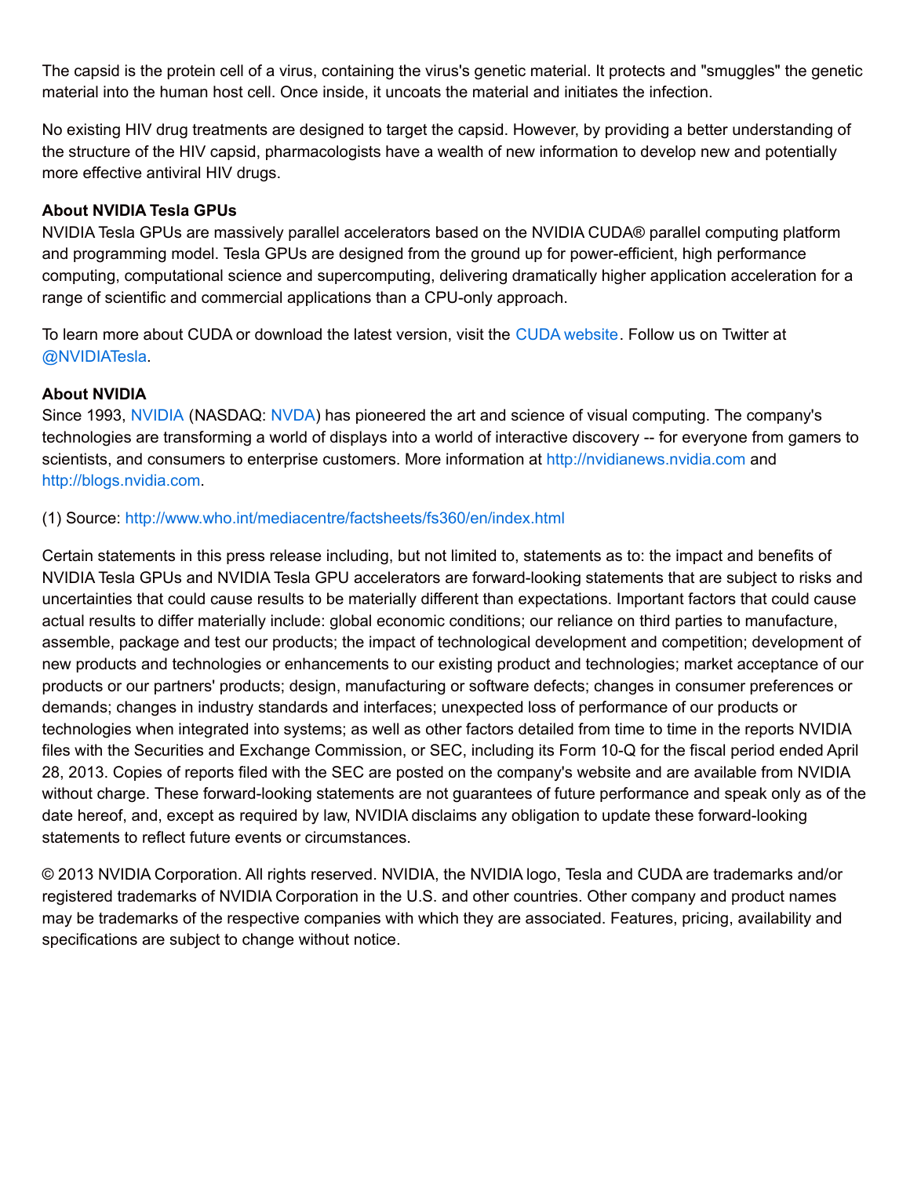The capsid is the protein cell of a virus, containing the virus's genetic material. It protects and "smuggles" the genetic material into the human host cell. Once inside, it uncoats the material and initiates the infection.

No existing HIV drug treatments are designed to target the capsid. However, by providing a better understanding of the structure of the HIV capsid, pharmacologists have a wealth of new information to develop new and potentially more effective antiviral HIV drugs.

**About NVIDIA Tesla GPUs**

NVIDIA Tesla GPUs are massively parallel accelerators based on the NVIDIA CUDA® parallel computing platform and programming model. Tesla GPUs are designed from the ground up for power-efficient, high performance computing, computational science and supercomputing, delivering dramatically higher application acceleration for a range of scientific and commercial applications than a CPU-only approach.

To learn more about CUDA or download the latest version, visit the CUDA website. Follow us on Twitter at @NVIDIATesla.

**About NVIDIA**

Since 1993, NVIDIA (NASDAQ: NVDA) has pioneered the art and science of visual computing. The company's technologies are transforming a world of displays into a world of interactive discovery -- for everyone from gamers to scientists, and consumers to enterprise customers. More information at http://nvidianews.nvidia.com and http://blogs.nvidia.com.

(1) Source: http://www.who.int/mediacentre/factsheets/fs360/en/index.html

Certain statements in this press release including, but not limited to, statements as to: the impact and benefits of NVIDIA Tesla GPUs and NVIDIA Tesla GPU accelerators are forward-looking statements that are subject to risks and uncertainties that could cause results to be materially different than expectations. Important factors that could cause actual results to differ materially include: global economic conditions; our reliance on third parties to manufacture, assemble, package and test our products; the impact of technological development and competition; development of new products and technologies or enhancements to our existing product and technologies; market acceptance of our products or our partners' products; design, manufacturing or software defects; changes in consumer preferences or demands; changes in industry standards and interfaces; unexpected loss of performance of our products or technologies when integrated into systems; as well as other factors detailed from time to time in the reports NVIDIA files with the Securities and Exchange Commission, or SEC, including its Form 10-Q for the fiscal period ended April 28, 2013. Copies of reports filed with the SEC are posted on the company's website and are available from NVIDIA without charge. These forward-looking statements are not guarantees of future performance and speak only as of the date hereof, and, except as required by law, NVIDIA disclaims any obligation to update these forward-looking statements to reflect future events or circumstances.

© 2013 NVIDIA Corporation. All rights reserved. NVIDIA, the NVIDIA logo, Tesla and CUDA are trademarks and/or registered trademarks of NVIDIA Corporation in the U.S. and other countries. Other company and product names may be trademarks of the respective companies with which they are associated. Features, pricing, availability and specifications are subject to change without notice.